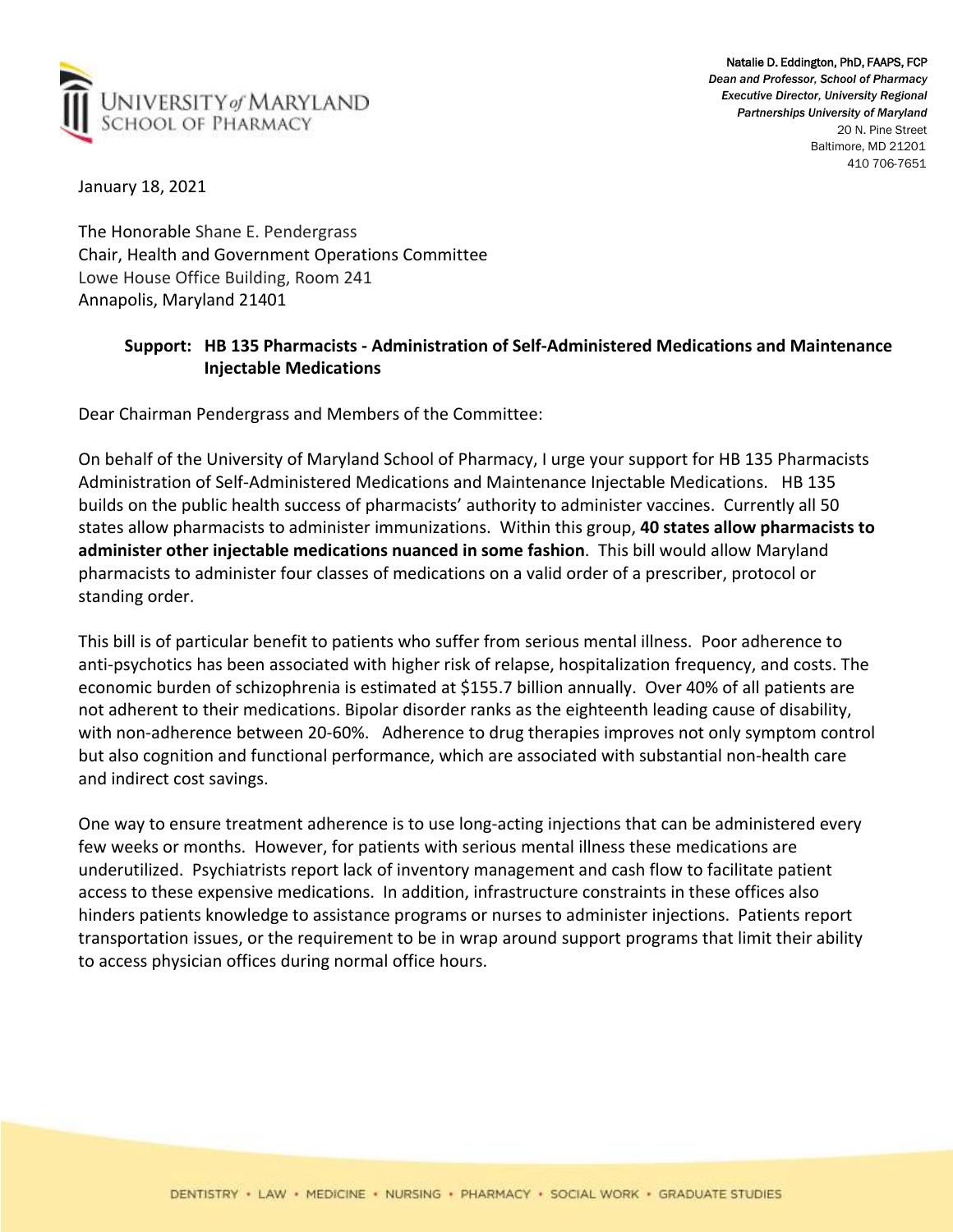Natalie D. Eddington, PhD, FAAPS, FCP
*Dean and Professor, School of Pharmacy*
*Executive Director, University Regional Partnerships University of Maryland*
20 N. Pine Street
Baltimore, MD 21201
410 706-7651

January 18, 2021

The Honorable Shane E. Pendergrass
Chair, Health and Government Operations Committee
Lowe House Office Building, Room 241
Annapolis, Maryland 21401

**Support: HB 135 Pharmacists - Administration of Self-Administered Medications and Maintenance Injectable Medications**

Dear Chairman Pendergrass and Members of the Committee:

On behalf of the University of Maryland School of Pharmacy, I urge your support for HB 135 Pharmacists Administration of Self-Administered Medications and Maintenance Injectable Medications. HB 135 builds on the public health success of pharmacists' authority to administer vaccines. Currently all 50 states allow pharmacists to administer immunizations. Within this group, **40 states allow pharmacists to administer other injectable medications nuanced in some fashion**. This bill would allow Maryland pharmacists to administer four classes of medications on a valid order of a prescriber, protocol or standing order.

This bill is of particular benefit to patients who suffer from serious mental illness. Poor adherence to anti-psychotics has been associated with higher risk of relapse, hospitalization frequency, and costs. The economic burden of schizophrenia is estimated at $155.7 billion annually. Over 40% of all patients are not adherent to their medications. Bipolar disorder ranks as the eighteenth leading cause of disability, with non-adherence between 20-60%. Adherence to drug therapies improves not only symptom control but also cognition and functional performance, which are associated with substantial non-health care and indirect cost savings.

One way to ensure treatment adherence is to use long-acting injections that can be administered every few weeks or months. However, for patients with serious mental illness these medications are underutilized. Psychiatrists report lack of inventory management and cash flow to facilitate patient access to these expensive medications. In addition, infrastructure constraints in these offices also hinders patients knowledge to assistance programs or nurses to administer injections. Patients report transportation issues, or the requirement to be in wrap around support programs that limit their ability to access physician offices during normal office hours.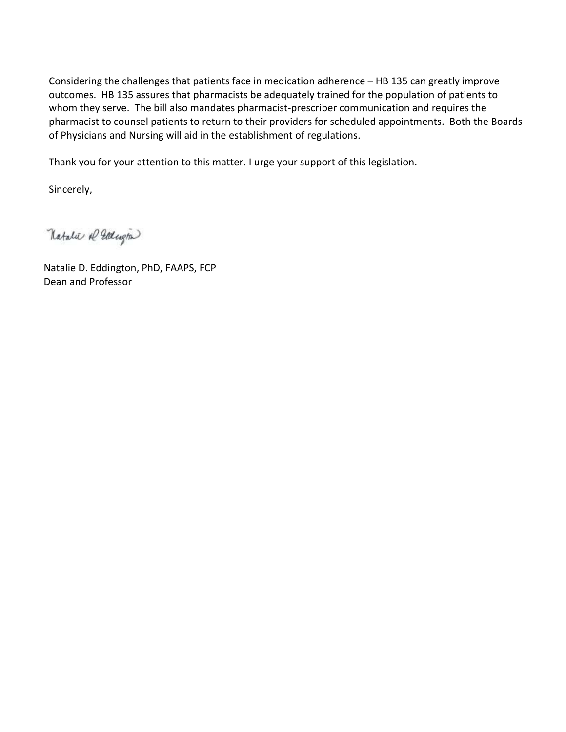Considering the challenges that patients face in medication adherence – HB 135 can greatly improve outcomes. HB 135 assures that pharmacists be adequately trained for the population of patients to whom they serve. The bill also mandates pharmacist-prescriber communication and requires the pharmacist to counsel patients to return to their providers for scheduled appointments. Both the Boards of Physicians and Nursing will aid in the establishment of regulations.

Thank you for your attention to this matter. I urge your support of this legislation.

Sincerely,

Natalie D. Eddington, PhD, FAAPS, FCP
Dean and Professor